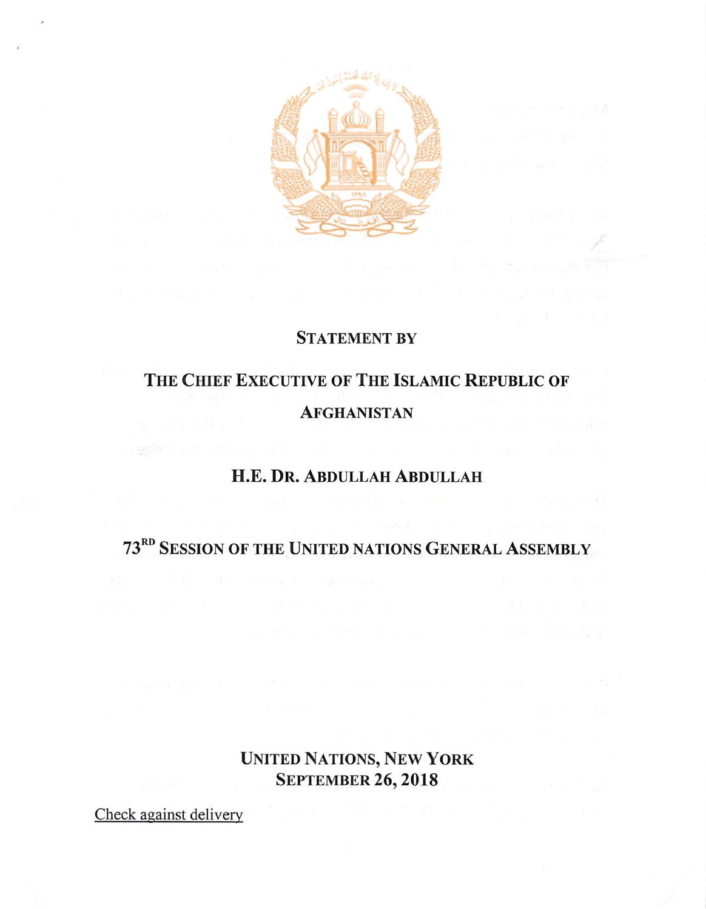**STATEMENT BY**

**THE CHIEF EXECUTIVE OF THE ISLAMIC REPUBLIC OF AFGHANISTAN**

**H.E. DR. ABDULLAH ABDULLAH**

**73RD SESSION OF THE UNITED NATIONS GENERAL ASSEMBLY**

**UNITED NATIONS, NEW YORK**
**SEPTEMBER 26, 2018**

Check against delivery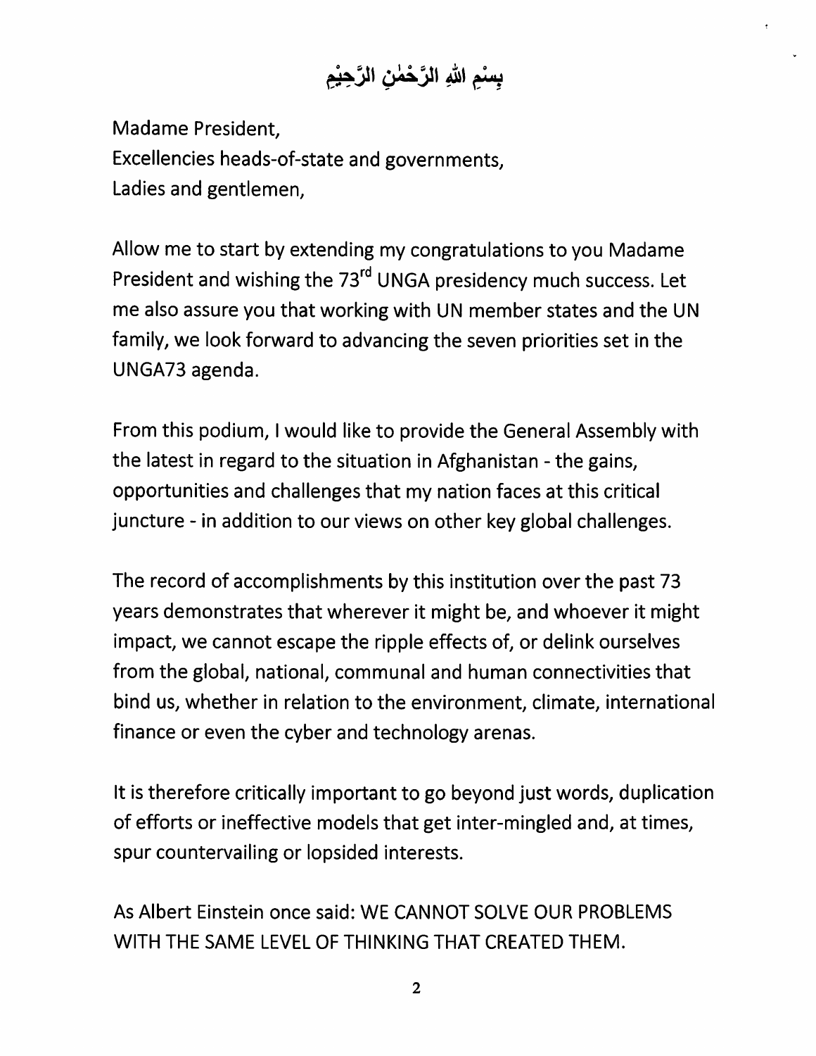بِسْمِ اللهِ الرَّحْمٰنِ الرَّحِيْمِ

Madame President,
Excellencies heads-of-state and governments,
Ladies and gentlemen,

Allow me to start by extending my congratulations to you Madame President and wishing the 73rd UNGA presidency much success. Let me also assure you that working with UN member states and the UN family, we look forward to advancing the seven priorities set in the UNGA73 agenda.

From this podium, I would like to provide the General Assembly with the latest in regard to the situation in Afghanistan - the gains, opportunities and challenges that my nation faces at this critical juncture - in addition to our views on other key global challenges.

The record of accomplishments by this institution over the past 73 years demonstrates that wherever it might be, and whoever it might impact, we cannot escape the ripple effects of, or delink ourselves from the global, national, communal and human connectivities that bind us, whether in relation to the environment, climate, international finance or even the cyber and technology arenas.

It is therefore critically important to go beyond just words, duplication of efforts or ineffective models that get inter-mingled and, at times, spur countervailing or lopsided interests.

As Albert Einstein once said: WE CANNOT SOLVE OUR PROBLEMS WITH THE SAME LEVEL OF THINKING THAT CREATED THEM.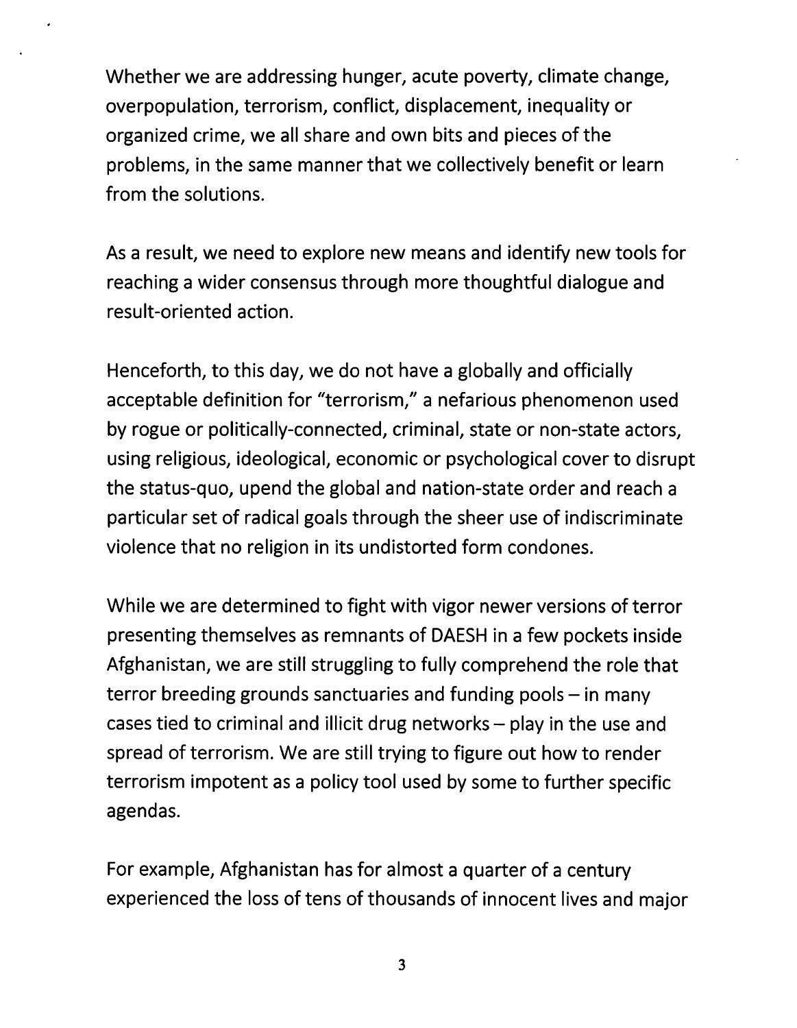Whether we are addressing hunger, acute poverty, climate change, overpopulation, terrorism, conflict, displacement, inequality or organized crime, we all share and own bits and pieces of the problems, in the same manner that we collectively benefit or learn from the solutions.

As a result, we need to explore new means and identify new tools for reaching a wider consensus through more thoughtful dialogue and result-oriented action.

Henceforth, to this day, we do not have a globally and officially acceptable definition for "terrorism," a nefarious phenomenon used by rogue or politically-connected, criminal, state or non-state actors, using religious, ideological, economic or psychological cover to disrupt the status-quo, upend the global and nation-state order and reach a particular set of radical goals through the sheer use of indiscriminate violence that no religion in its undistorted form condones.

While we are determined to fight with vigor newer versions of terror presenting themselves as remnants of DAESH in a few pockets inside Afghanistan, we are still struggling to fully comprehend the role that terror breeding grounds sanctuaries and funding pools – in many cases tied to criminal and illicit drug networks – play in the use and spread of terrorism. We are still trying to figure out how to render terrorism impotent as a policy tool used by some to further specific agendas.

For example, Afghanistan has for almost a quarter of a century experienced the loss of tens of thousands of innocent lives and major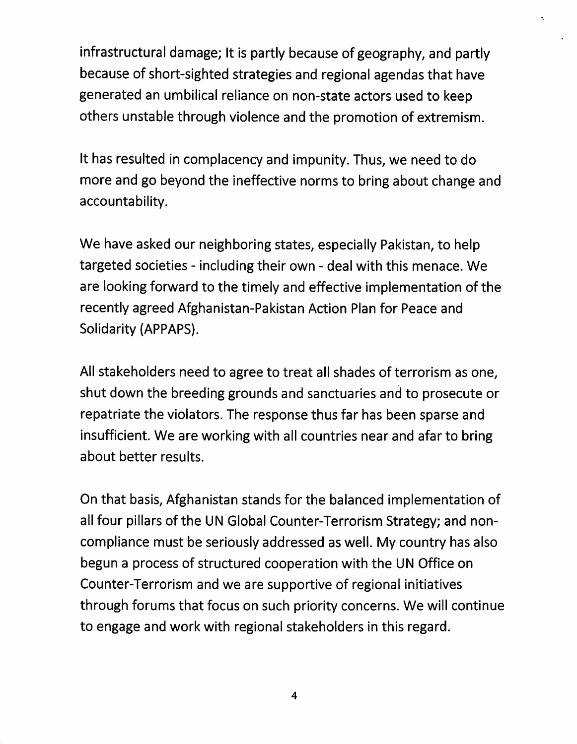infrastructural damage; It is partly because of geography, and partly because of short-sighted strategies and regional agendas that have generated an umbilical reliance on non-state actors used to keep others unstable through violence and the promotion of extremism.

It has resulted in complacency and impunity. Thus, we need to do more and go beyond the ineffective norms to bring about change and accountability.

We have asked our neighboring states, especially Pakistan, to help targeted societies - including their own - deal with this menace. We are looking forward to the timely and effective implementation of the recently agreed Afghanistan-Pakistan Action Plan for Peace and Solidarity (APPAPS).

All stakeholders need to agree to treat all shades of terrorism as one, shut down the breeding grounds and sanctuaries and to prosecute or repatriate the violators. The response thus far has been sparse and insufficient. We are working with all countries near and afar to bring about better results.

On that basis, Afghanistan stands for the balanced implementation of all four pillars of the UN Global Counter-Terrorism Strategy; and non-compliance must be seriously addressed as well. My country has also begun a process of structured cooperation with the UN Office on Counter-Terrorism and we are supportive of regional initiatives through forums that focus on such priority concerns. We will continue to engage and work with regional stakeholders in this regard.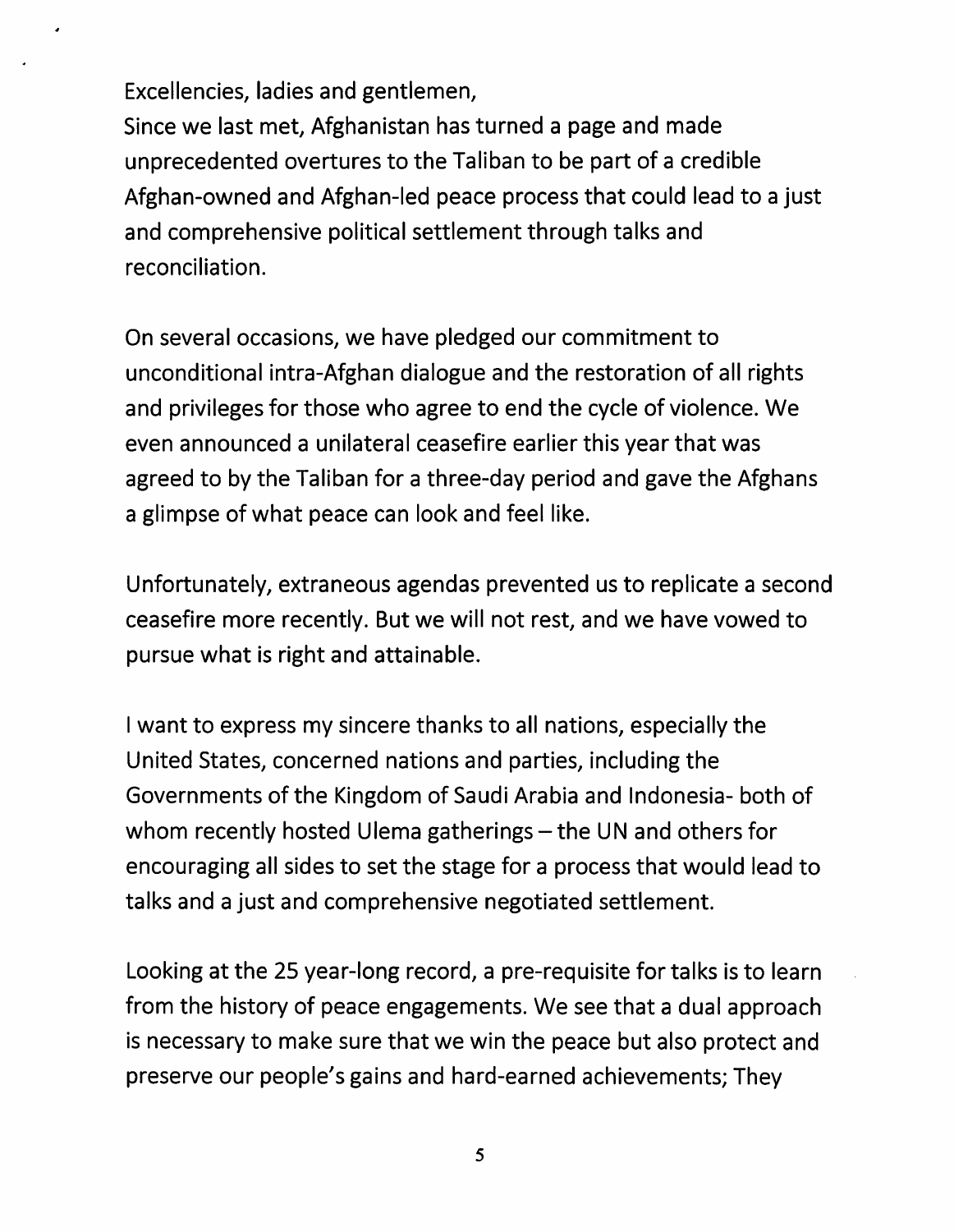Excellencies, ladies and gentlemen,
Since we last met, Afghanistan has turned a page and made unprecedented overtures to the Taliban to be part of a credible Afghan-owned and Afghan-led peace process that could lead to a just and comprehensive political settlement through talks and reconciliation.

On several occasions, we have pledged our commitment to unconditional intra-Afghan dialogue and the restoration of all rights and privileges for those who agree to end the cycle of violence. We even announced a unilateral ceasefire earlier this year that was agreed to by the Taliban for a three-day period and gave the Afghans a glimpse of what peace can look and feel like.

Unfortunately, extraneous agendas prevented us to replicate a second ceasefire more recently. But we will not rest, and we have vowed to pursue what is right and attainable.

I want to express my sincere thanks to all nations, especially the United States, concerned nations and parties, including the Governments of the Kingdom of Saudi Arabia and Indonesia- both of whom recently hosted Ulema gatherings – the UN and others for encouraging all sides to set the stage for a process that would lead to talks and a just and comprehensive negotiated settlement.

Looking at the 25 year-long record, a pre-requisite for talks is to learn from the history of peace engagements. We see that a dual approach is necessary to make sure that we win the peace but also protect and preserve our people's gains and hard-earned achievements; They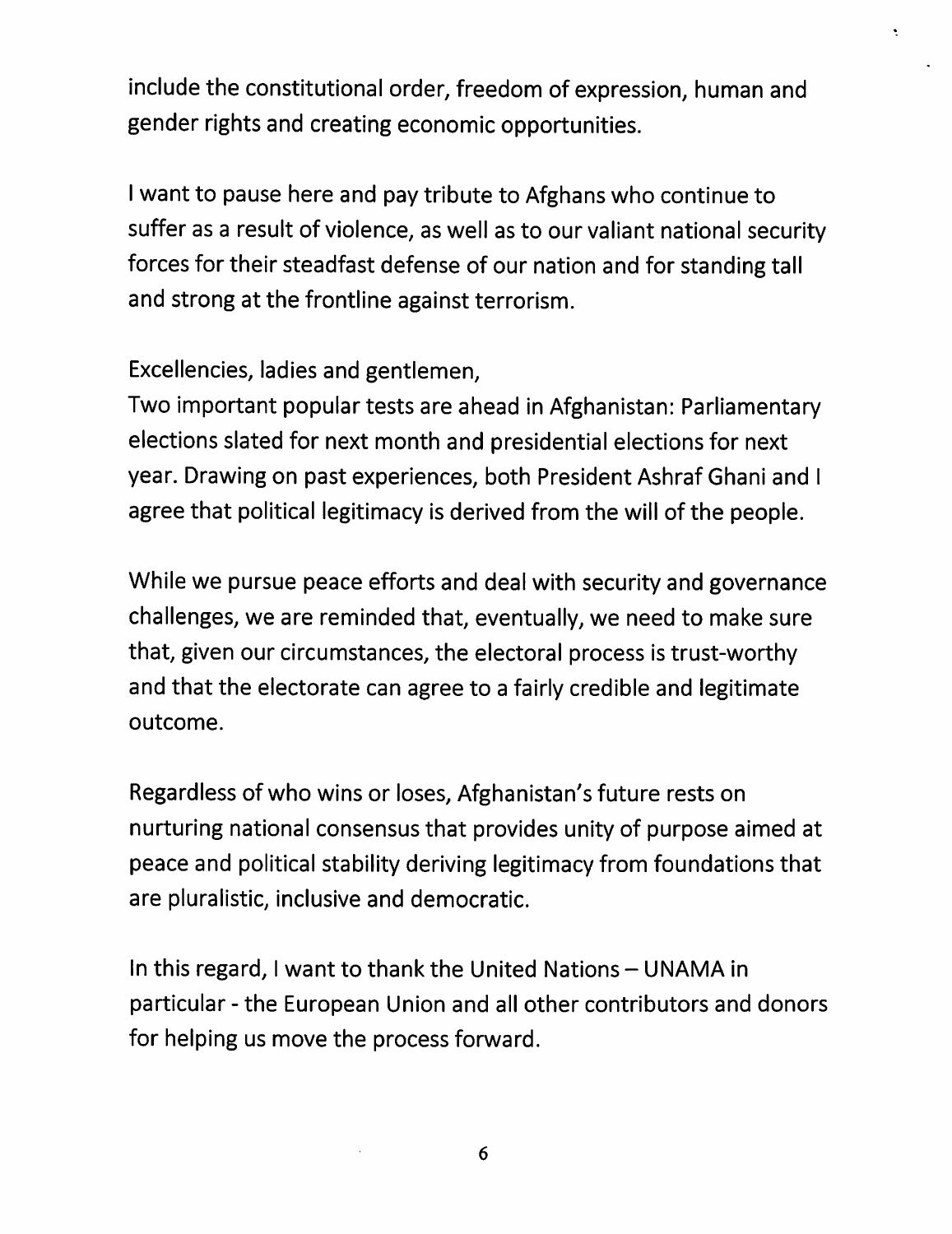include the constitutional order, freedom of expression, human and gender rights and creating economic opportunities.

I want to pause here and pay tribute to Afghans who continue to suffer as a result of violence, as well as to our valiant national security forces for their steadfast defense of our nation and for standing tall and strong at the frontline against terrorism.

Excellencies, ladies and gentlemen,
Two important popular tests are ahead in Afghanistan: Parliamentary elections slated for next month and presidential elections for next year. Drawing on past experiences, both President Ashraf Ghani and I agree that political legitimacy is derived from the will of the people.

While we pursue peace efforts and deal with security and governance challenges, we are reminded that, eventually, we need to make sure that, given our circumstances, the electoral process is trust-worthy and that the electorate can agree to a fairly credible and legitimate outcome.

Regardless of who wins or loses, Afghanistan's future rests on nurturing national consensus that provides unity of purpose aimed at peace and political stability deriving legitimacy from foundations that are pluralistic, inclusive and democratic.

In this regard, I want to thank the United Nations – UNAMA in particular - the European Union and all other contributors and donors for helping us move the process forward.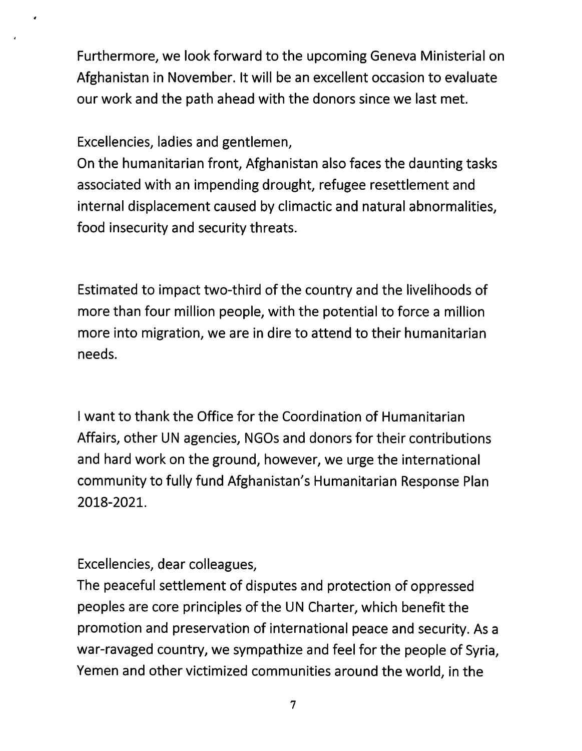Furthermore, we look forward to the upcoming Geneva Ministerial on Afghanistan in November. It will be an excellent occasion to evaluate our work and the path ahead with the donors since we last met.

Excellencies, ladies and gentlemen,
On the humanitarian front, Afghanistan also faces the daunting tasks associated with an impending drought, refugee resettlement and internal displacement caused by climactic and natural abnormalities, food insecurity and security threats.

Estimated to impact two-third of the country and the livelihoods of more than four million people, with the potential to force a million more into migration, we are in dire to attend to their humanitarian needs.

I want to thank the Office for the Coordination of Humanitarian Affairs, other UN agencies, NGOs and donors for their contributions and hard work on the ground, however, we urge the international community to fully fund Afghanistan's Humanitarian Response Plan 2018-2021.

Excellencies, dear colleagues,
The peaceful settlement of disputes and protection of oppressed peoples are core principles of the UN Charter, which benefit the promotion and preservation of international peace and security. As a war-ravaged country, we sympathize and feel for the people of Syria, Yemen and other victimized communities around the world, in the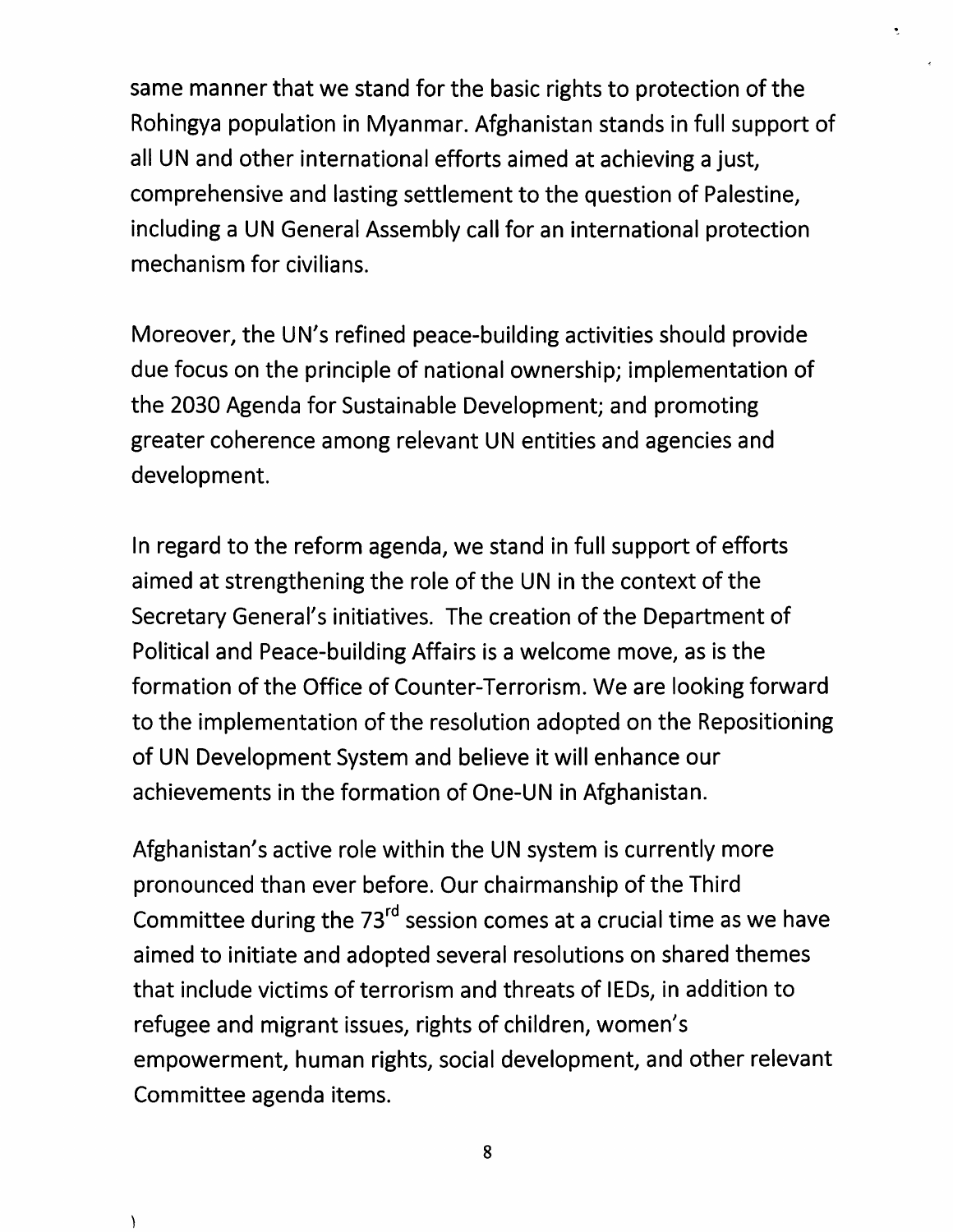same manner that we stand for the basic rights to protection of the Rohingya population in Myanmar. Afghanistan stands in full support of all UN and other international efforts aimed at achieving a just, comprehensive and lasting settlement to the question of Palestine, including a UN General Assembly call for an international protection mechanism for civilians.

Moreover, the UN's refined peace-building activities should provide due focus on the principle of national ownership; implementation of the 2030 Agenda for Sustainable Development; and promoting greater coherence among relevant UN entities and agencies and development.

In regard to the reform agenda, we stand in full support of efforts aimed at strengthening the role of the UN in the context of the Secretary General's initiatives. The creation of the Department of Political and Peace-building Affairs is a welcome move, as is the formation of the Office of Counter-Terrorism. We are looking forward to the implementation of the resolution adopted on the Repositioning of UN Development System and believe it will enhance our achievements in the formation of One-UN in Afghanistan.

Afghanistan's active role within the UN system is currently more pronounced than ever before. Our chairmanship of the Third Committee during the 73rd session comes at a crucial time as we have aimed to initiate and adopted several resolutions on shared themes that include victims of terrorism and threats of IEDs, in addition to refugee and migrant issues, rights of children, women's empowerment, human rights, social development, and other relevant Committee agenda items.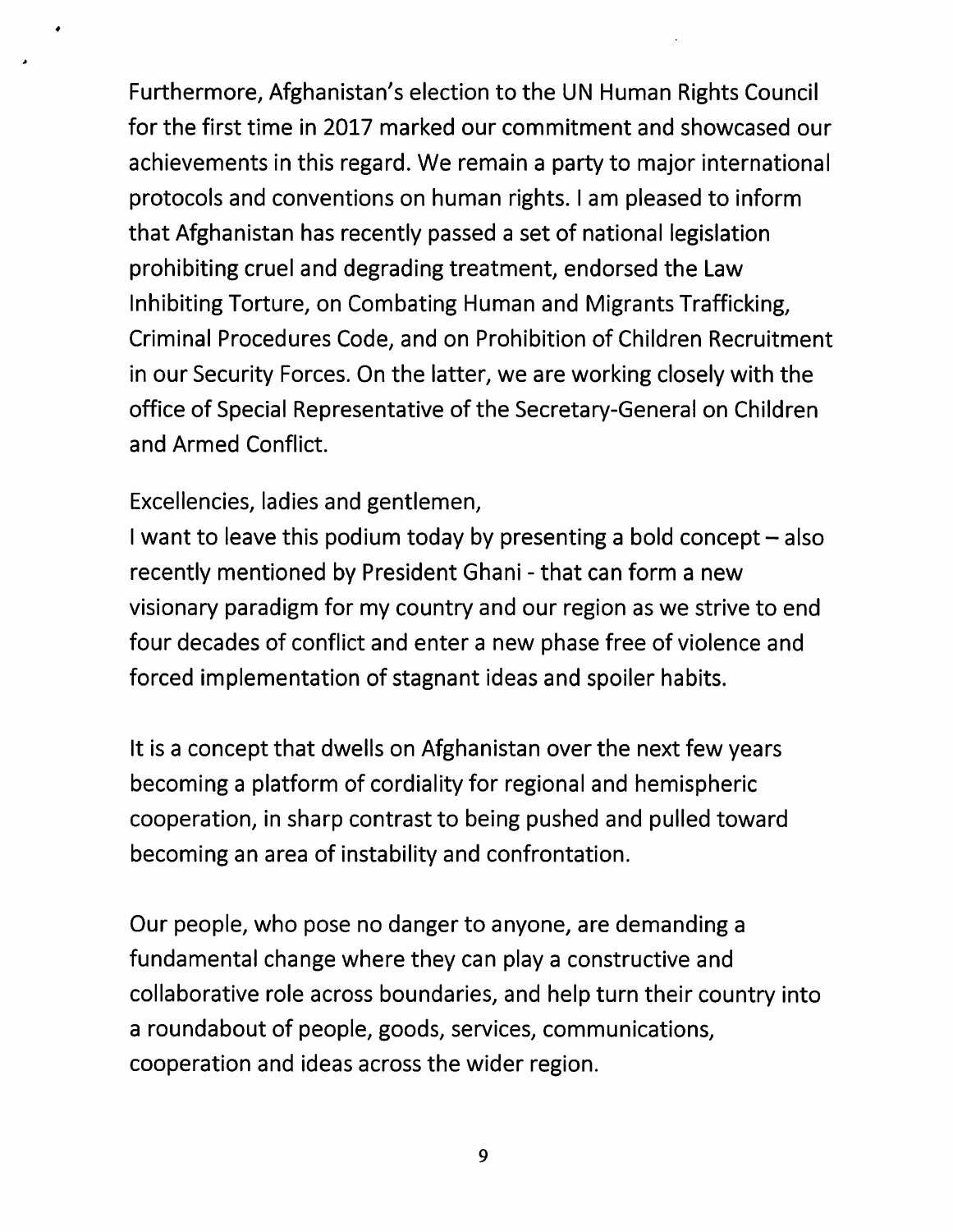Furthermore, Afghanistan's election to the UN Human Rights Council for the first time in 2017 marked our commitment and showcased our achievements in this regard. We remain a party to major international protocols and conventions on human rights. I am pleased to inform that Afghanistan has recently passed a set of national legislation prohibiting cruel and degrading treatment, endorsed the Law Inhibiting Torture, on Combating Human and Migrants Trafficking, Criminal Procedures Code, and on Prohibition of Children Recruitment in our Security Forces. On the latter, we are working closely with the office of Special Representative of the Secretary-General on Children and Armed Conflict.

Excellencies, ladies and gentlemen,

I want to leave this podium today by presenting a bold concept – also recently mentioned by President Ghani - that can form a new visionary paradigm for my country and our region as we strive to end four decades of conflict and enter a new phase free of violence and forced implementation of stagnant ideas and spoiler habits.

It is a concept that dwells on Afghanistan over the next few years becoming a platform of cordiality for regional and hemispheric cooperation, in sharp contrast to being pushed and pulled toward becoming an area of instability and confrontation.

Our people, who pose no danger to anyone, are demanding a fundamental change where they can play a constructive and collaborative role across boundaries, and help turn their country into a roundabout of people, goods, services, communications, cooperation and ideas across the wider region.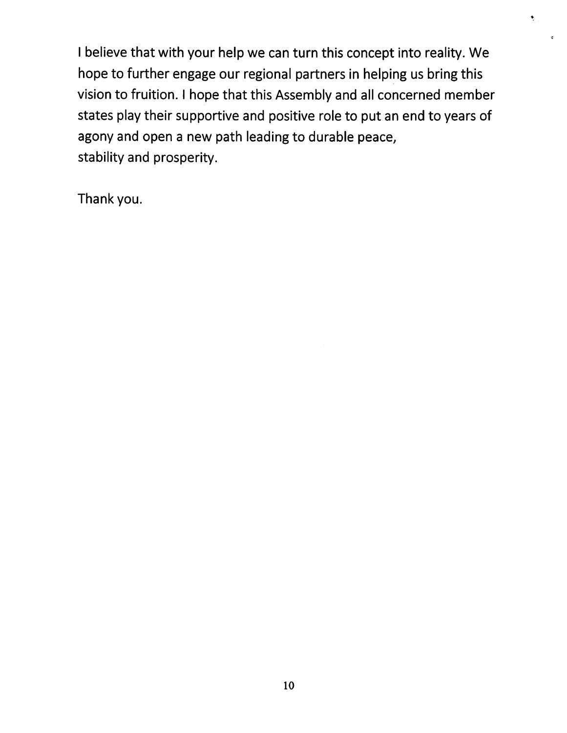I believe that with your help we can turn this concept into reality. We hope to further engage our regional partners in helping us bring this vision to fruition. I hope that this Assembly and all concerned member states play their supportive and positive role to put an end to years of agony and open a new path leading to durable peace, stability and prosperity.

Thank you.